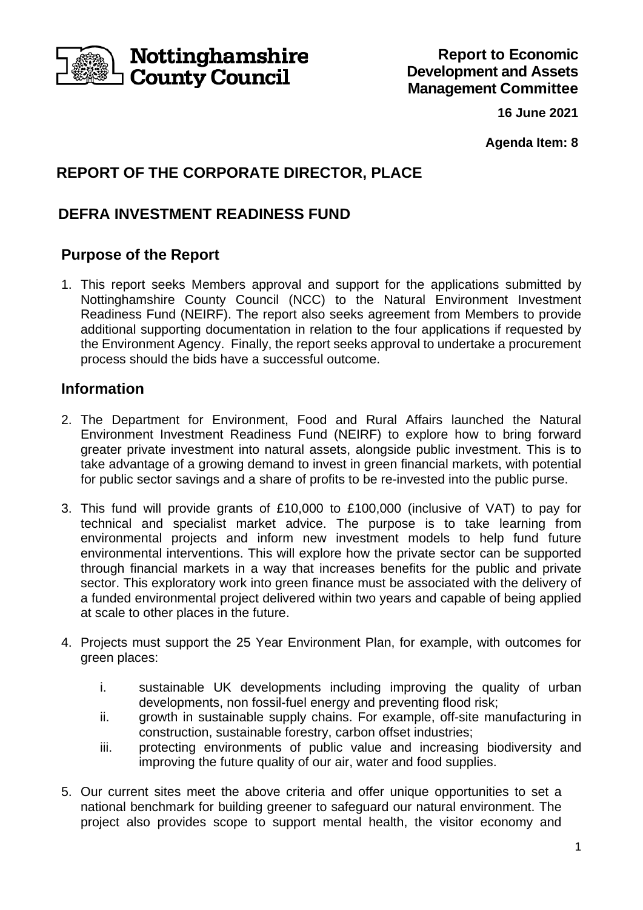Nottinghamshire County Council

**Report to Economic Development and Assets Management Committee**

**16 June 2021**

**Agenda Item: 8**

## REPORT OF THE CORPORATE DIRECTOR, PLACE

## DEFRA INVESTMENT READINESS FUND

### Purpose of the Report

1. This report seeks Members approval and support for the applications submitted by Nottinghamshire County Council (NCC) to the Natural Environment Investment Readiness Fund (NEIRF). The report also seeks agreement from Members to provide additional supporting documentation in relation to the four applications if requested by the Environment Agency. Finally, the report seeks approval to undertake a procurement process should the bids have a successful outcome.

### Information

2. The Department for Environment, Food and Rural Affairs launched the Natural Environment Investment Readiness Fund (NEIRF) to explore how to bring forward greater private investment into natural assets, alongside public investment. This is to take advantage of a growing demand to invest in green financial markets, with potential for public sector savings and a share of profits to be re-invested into the public purse.

3. This fund will provide grants of £10,000 to £100,000 (inclusive of VAT) to pay for technical and specialist market advice. The purpose is to take learning from environmental projects and inform new investment models to help fund future environmental interventions. This will explore how the private sector can be supported through financial markets in a way that increases benefits for the public and private sector. This exploratory work into green finance must be associated with the delivery of a funded environmental project delivered within two years and capable of being applied at scale to other places in the future.

4. Projects must support the 25 Year Environment Plan, for example, with outcomes for green places:

    i. sustainable UK developments including improving the quality of urban developments, non fossil-fuel energy and preventing flood risk;
    ii. growth in sustainable supply chains. For example, off-site manufacturing in construction, sustainable forestry, carbon offset industries;
    iii. protecting environments of public value and increasing biodiversity and improving the future quality of our air, water and food supplies.

5. Our current sites meet the above criteria and offer unique opportunities to set a national benchmark for building greener to safeguard our natural environment. The project also provides scope to support mental health, the visitor economy and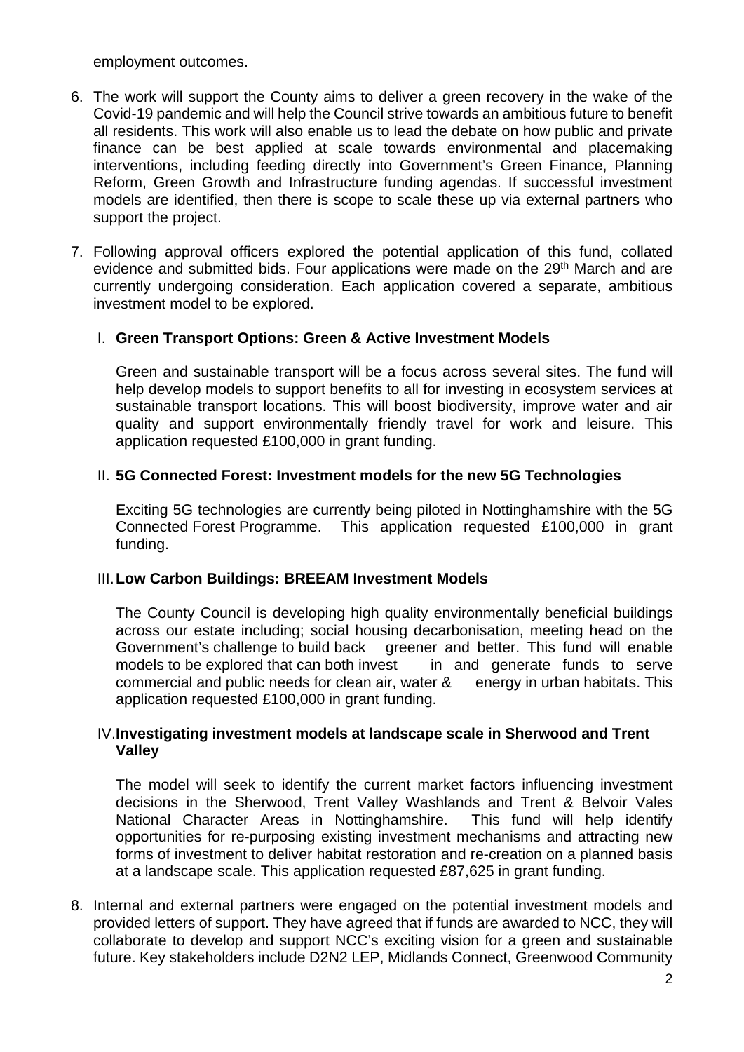employment outcomes.

6. The work will support the County aims to deliver a green recovery in the wake of the Covid-19 pandemic and will help the Council strive towards an ambitious future to benefit all residents. This work will also enable us to lead the debate on how public and private finance can be best applied at scale towards environmental and placemaking interventions, including feeding directly into Government's Green Finance, Planning Reform, Green Growth and Infrastructure funding agendas. If successful investment models are identified, then there is scope to scale these up via external partners who support the project.

7. Following approval officers explored the potential application of this fund, collated evidence and submitted bids. Four applications were made on the 29th March and are currently undergoing consideration. Each application covered a separate, ambitious investment model to be explored.

   I. **Green Transport Options: Green & Active Investment Models**

   Green and sustainable transport will be a focus across several sites. The fund will help develop models to support benefits to all for investing in ecosystem services at sustainable transport locations. This will boost biodiversity, improve water and air quality and support environmentally friendly travel for work and leisure. This application requested £100,000 in grant funding.

   II. **5G Connected Forest: Investment models for the new 5G Technologies**

   Exciting 5G technologies are currently being piloted in Nottinghamshire with the 5G Connected Forest Programme. This application requested £100,000 in grant funding.

   III. **Low Carbon Buildings: BREEAM Investment Models**

   The County Council is developing high quality environmentally beneficial buildings across our estate including; social housing decarbonisation, meeting head on the Government's challenge to build back greener and better. This fund will enable models to be explored that can both invest in and generate funds to serve commercial and public needs for clean air, water & energy in urban habitats. This application requested £100,000 in grant funding.

   IV. **Investigating investment models at landscape scale in Sherwood and Trent Valley**

   The model will seek to identify the current market factors influencing investment decisions in the Sherwood, Trent Valley Washlands and Trent & Belvoir Vales National Character Areas in Nottinghamshire. This fund will help identify opportunities for re-purposing existing investment mechanisms and attracting new forms of investment to deliver habitat restoration and re-creation on a planned basis at a landscape scale. This application requested £87,625 in grant funding.

8. Internal and external partners were engaged on the potential investment models and provided letters of support. They have agreed that if funds are awarded to NCC, they will collaborate to develop and support NCC's exciting vision for a green and sustainable future. Key stakeholders include D2N2 LEP, Midlands Connect, Greenwood Community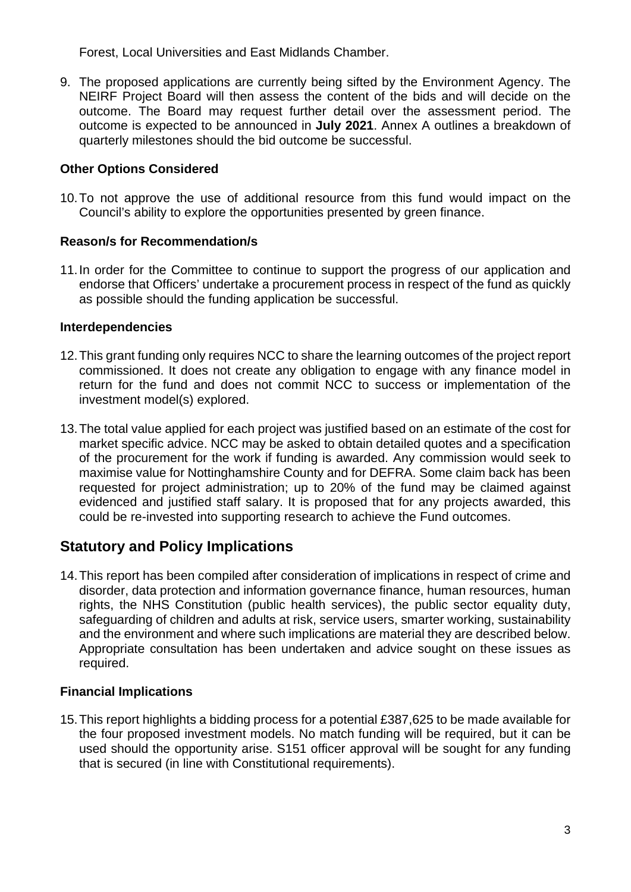Forest, Local Universities and East Midlands Chamber.

9. The proposed applications are currently being sifted by the Environment Agency. The NEIRF Project Board will then assess the content of the bids and will decide on the outcome. The Board may request further detail over the assessment period. The outcome is expected to be announced in **July 2021**. Annex A outlines a breakdown of quarterly milestones should the bid outcome be successful.

### Other Options Considered

10. To not approve the use of additional resource from this fund would impact on the Council's ability to explore the opportunities presented by green finance.

### Reason/s for Recommendation/s

11. In order for the Committee to continue to support the progress of our application and endorse that Officers' undertake a procurement process in respect of the fund as quickly as possible should the funding application be successful.

### Interdependencies

12. This grant funding only requires NCC to share the learning outcomes of the project report commissioned. It does not create any obligation to engage with any finance model in return for the fund and does not commit NCC to success or implementation of the investment model(s) explored.

13. The total value applied for each project was justified based on an estimate of the cost for market specific advice. NCC may be asked to obtain detailed quotes and a specification of the procurement for the work if funding is awarded. Any commission would seek to maximise value for Nottinghamshire County and for DEFRA. Some claim back has been requested for project administration; up to 20% of the fund may be claimed against evidenced and justified staff salary. It is proposed that for any projects awarded, this could be re-invested into supporting research to achieve the Fund outcomes.

## Statutory and Policy Implications

14. This report has been compiled after consideration of implications in respect of crime and disorder, data protection and information governance finance, human resources, human rights, the NHS Constitution (public health services), the public sector equality duty, safeguarding of children and adults at risk, service users, smarter working, sustainability and the environment and where such implications are material they are described below. Appropriate consultation has been undertaken and advice sought on these issues as required.

### Financial Implications

15. This report highlights a bidding process for a potential £387,625 to be made available for the four proposed investment models. No match funding will be required, but it can be used should the opportunity arise. S151 officer approval will be sought for any funding that is secured (in line with Constitutional requirements).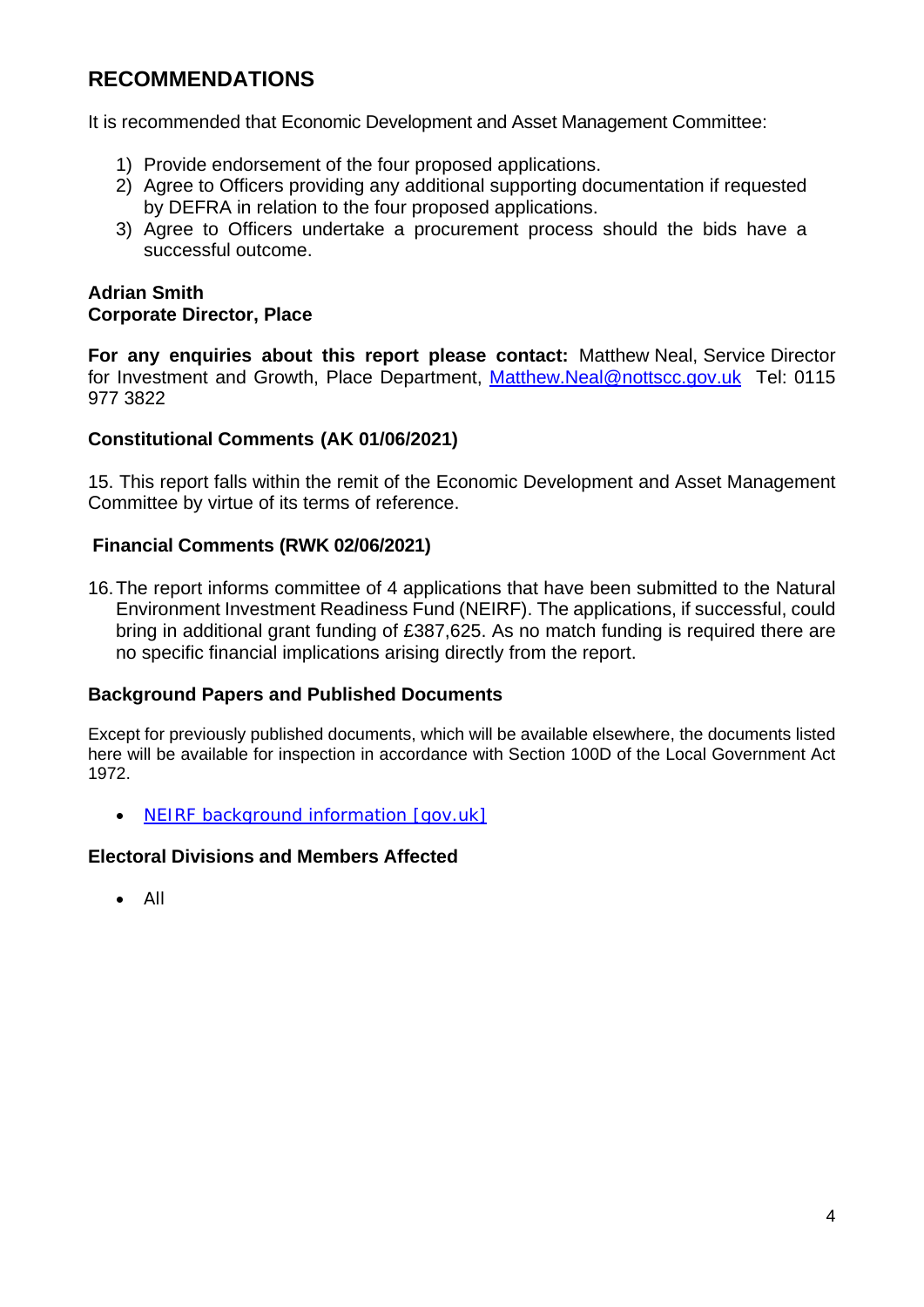## RECOMMENDATIONS

It is recommended that Economic Development and Asset Management Committee:

1) Provide endorsement of the four proposed applications.
2) Agree to Officers providing any additional supporting documentation if requested by DEFRA in relation to the four proposed applications.
3) Agree to Officers undertake a procurement process should the bids have a successful outcome.

**Adrian Smith**
**Corporate Director, Place**

**For any enquiries about this report please contact:** Matthew Neal, Service Director for Investment and Growth, Place Department, Matthew.Neal@nottscc.gov.uk Tel: 0115 977 3822

### Constitutional Comments (AK 01/06/2021)

15. This report falls within the remit of the Economic Development and Asset Management Committee by virtue of its terms of reference.

### Financial Comments (RWK 02/06/2021)

16. The report informs committee of 4 applications that have been submitted to the Natural Environment Investment Readiness Fund (NEIRF). The applications, if successful, could bring in additional grant funding of £387,625. As no match funding is required there are no specific financial implications arising directly from the report.

### Background Papers and Published Documents

Except for previously published documents, which will be available elsewhere, the documents listed here will be available for inspection in accordance with Section 100D of the Local Government Act 1972.

- NEIRF background information [gov.uk]

### Electoral Divisions and Members Affected

- All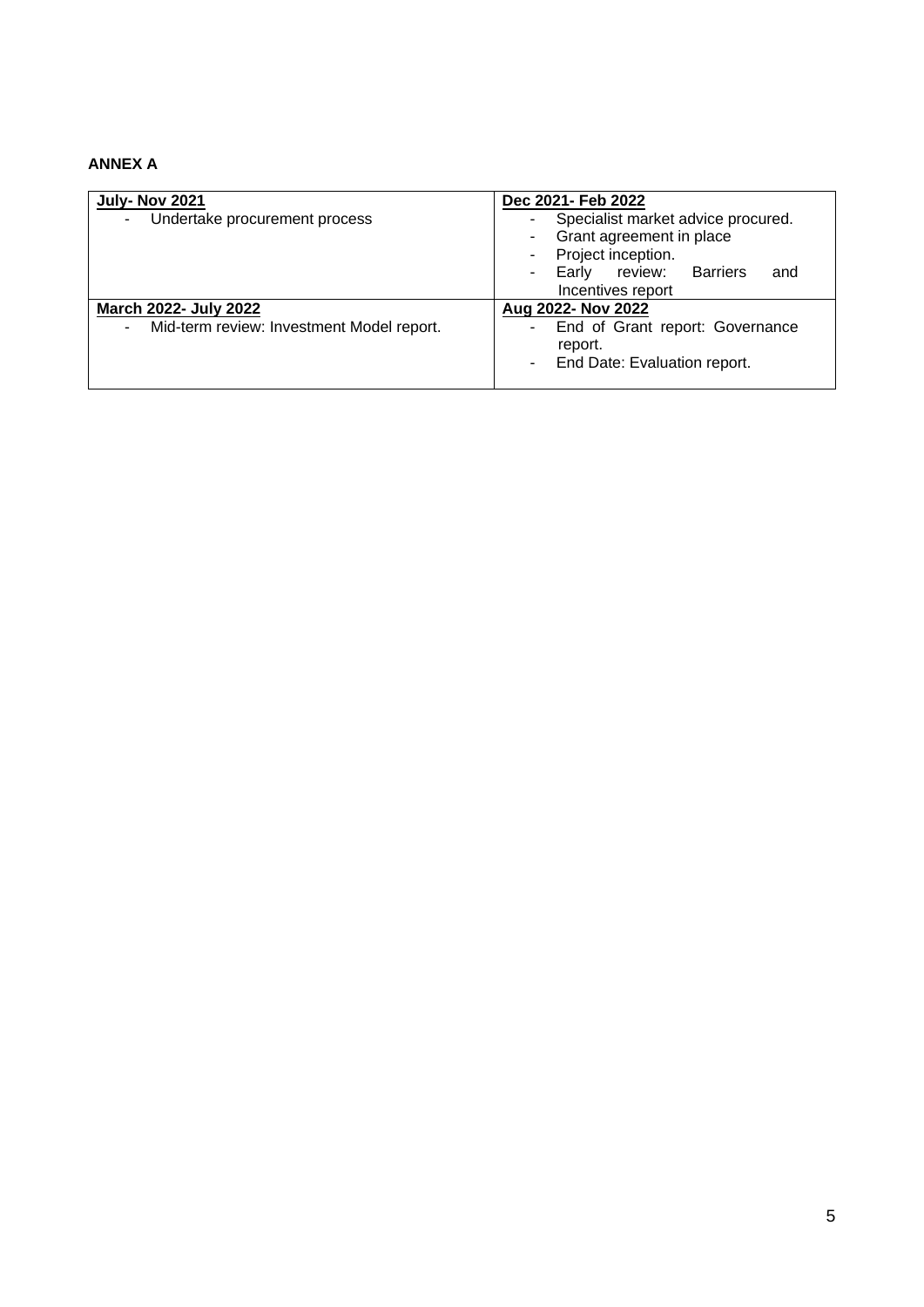**ANNEX A**

| | |
|---|---|
| **July- Nov 2021**<br>- Undertake procurement process | **Dec 2021- Feb 2022**<br>- Specialist market advice procured.<br>- Grant agreement in place<br>- Project inception.<br>- Early review: Barriers and Incentives report |
| **March 2022- July 2022**<br>- Mid-term review: Investment Model report. | **Aug 2022- Nov 2022**<br>- End of Grant report: Governance report.<br>- End Date: Evaluation report. |